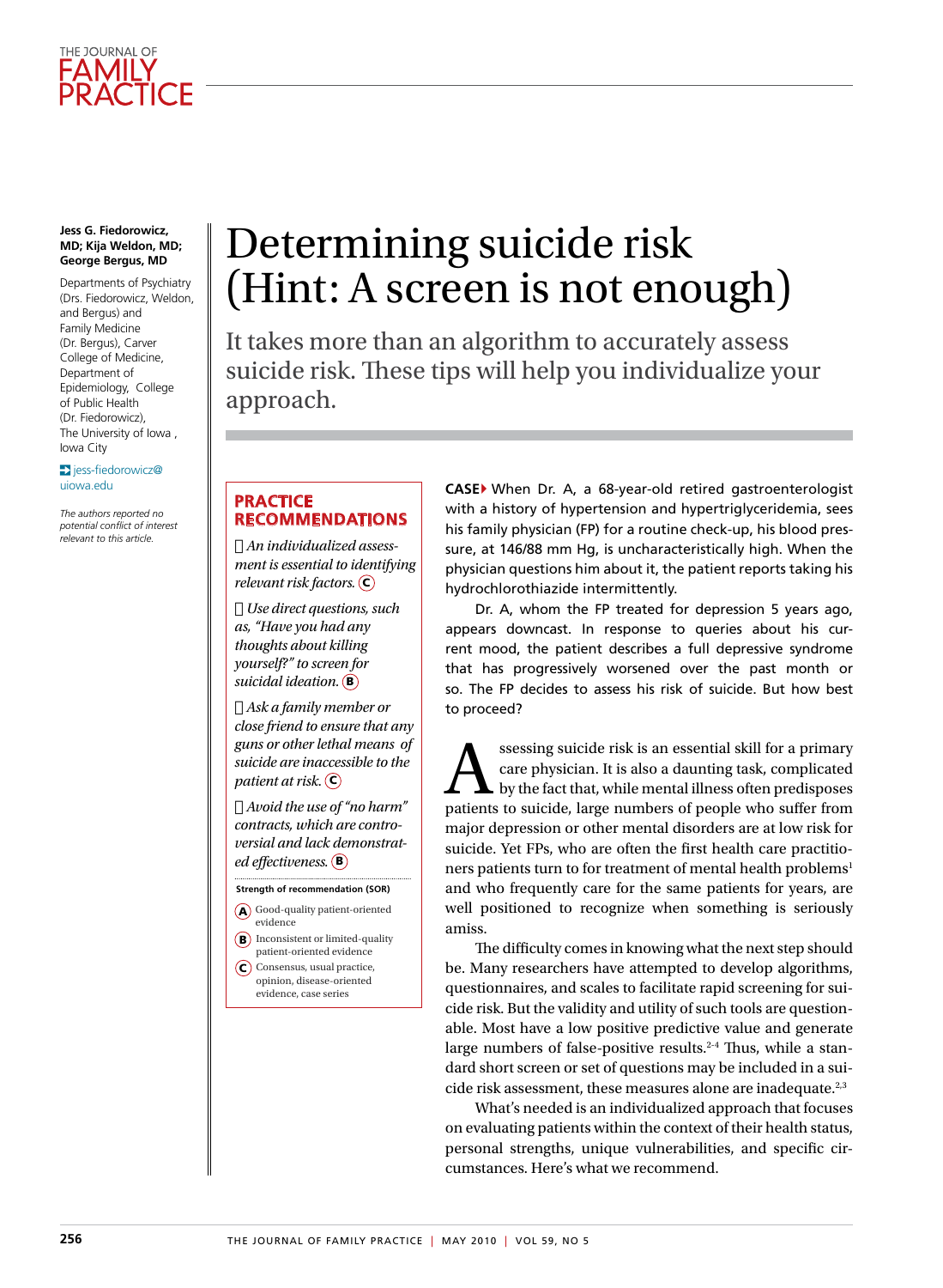# Determining suicide risk (Hint: A screen is not enough)

It takes more than an algorithm to accurately assess suicide risk. These tips will help you individualize your approach.

**Jess G. Fiedorowicz, MD; Kija Weldon, MD; George Bergus, MD**

Departments of Psychiatry (Drs. Fiedorowicz, Weldon, and Bergus) and Family Medicine (Dr. Bergus), Carver College of Medicine, Department of Epidemiology, College of Public Health (Dr. Fiedorowicz), The University of Iowa, Iowa City

jess-fiedorowicz@uiowa.edu

*The authors reported no potential conflict of interest relevant to this article.*

## PRACTICE RECOMMENDATIONS

- *An individualized assessment is essential to identifying relevant risk factors.* (C)
- *Use direct questions, such as, "Have you had any thoughts about killing yourself?" to screen for suicidal ideation.* (B)
- *Ask a family member or close friend to ensure that any guns or other lethal means of suicide are inaccessible to the patient at risk.* (C)
- *Avoid the use of "no harm" contracts, which are controversial and lack demonstrated effectiveness.* (B)

**Strength of recommendation (SOR)**

- (A) Good-quality patient-oriented evidence
- (B) Inconsistent or limited-quality patient-oriented evidence
- (C) Consensus, usual practice, opinion, disease-oriented evidence, case series

**CASE** When Dr. A, a 68-year-old retired gastroenterologist with a history of hypertension and hypertriglyceridemia, sees his family physician (FP) for a routine check-up, his blood pressure, at 146/88 mm Hg, is uncharacteristically high. When the physician questions him about it, the patient reports taking his hydrochlorothiazide intermittently.

Dr. A, whom the FP treated for depression 5 years ago, appears downcast. In response to queries about his current mood, the patient describes a full depressive syndrome that has progressively worsened over the past month or so. The FP decides to assess his risk of suicide. But how best to proceed?

Assessing suicide risk is an essential skill for a primary care physician. It is also a daunting task, complicated by the fact that, while mental illness often predisposes patients to suicide, large numbers of people who suffer from major depression or other mental disorders are at low risk for suicide. Yet FPs, who are often the first health care practitioners patients turn to for treatment of mental health problems[1] and who frequently care for the same patients for years, are well positioned to recognize when something is seriously amiss.

The difficulty comes in knowing what the next step should be. Many researchers have attempted to develop algorithms, questionnaires, and scales to facilitate rapid screening for suicide risk. But the validity and utility of such tools are questionable. Most have a low positive predictive value and generate large numbers of false-positive results.[2-4] Thus, while a standard short screen or set of questions may be included in a suicide risk assessment, these measures alone are inadequate.[2,3]

What's needed is an individualized approach that focuses on evaluating patients within the context of their health status, personal strengths, unique vulnerabilities, and specific circumstances. Here's what we recommend.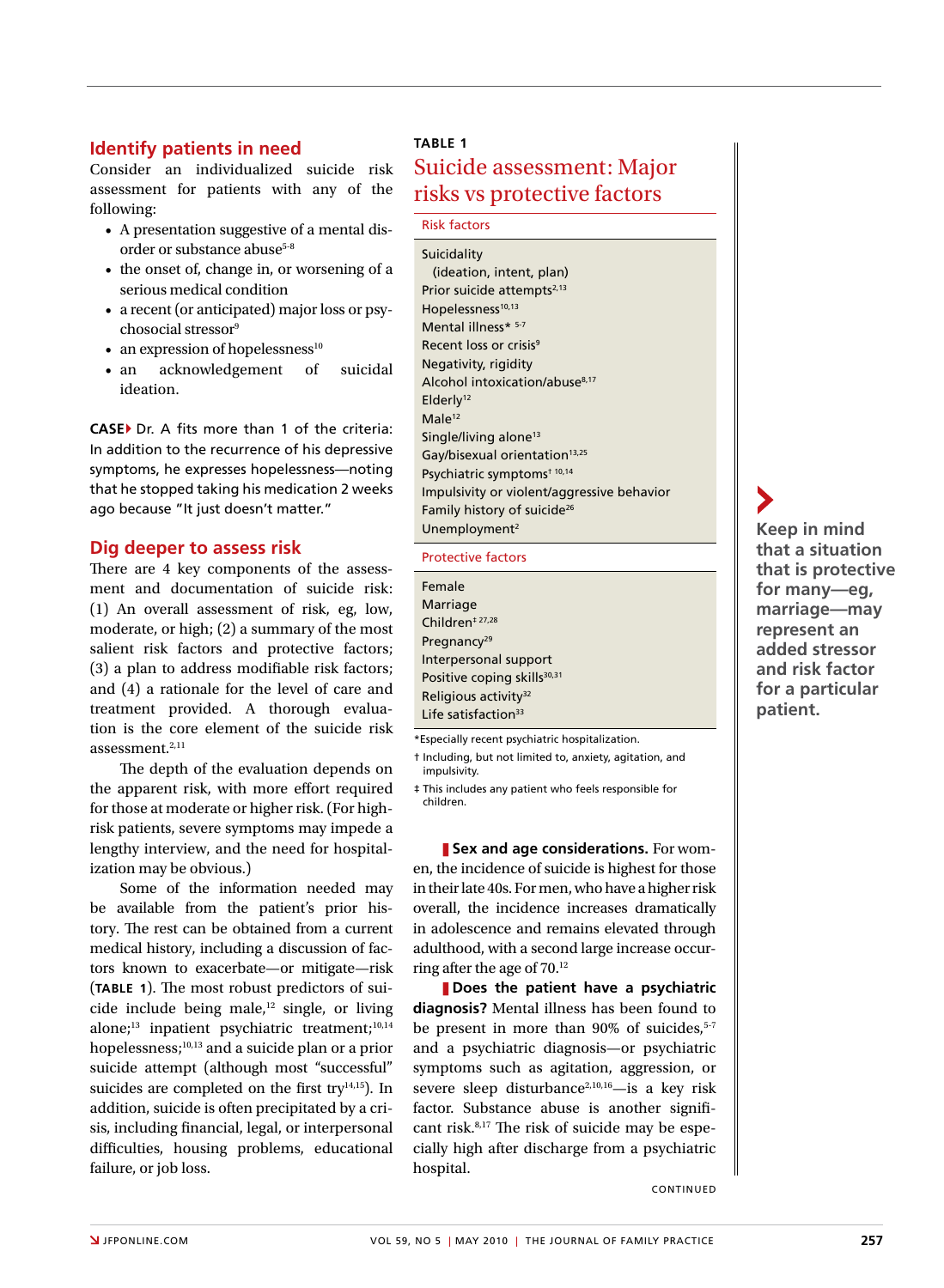## Identify patients in need

Consider an individualized suicide risk assessment for patients with any of the following:

- A presentation suggestive of a mental disorder or substance abuse[5-8]
- the onset of, change in, or worsening of a serious medical condition
- a recent (or anticipated) major loss or psychosocial stressor[9]
- an expression of hopelessness[10]
- an acknowledgement of suicidal ideation.

**CASE** ▸ Dr. A fits more than 1 of the criteria: In addition to the recurrence of his depressive symptoms, he expresses hopelessness—noting that he stopped taking his medication 2 weeks ago because "It just doesn't matter."

## Dig deeper to assess risk

There are 4 key components of the assessment and documentation of suicide risk: (1) An overall assessment of risk, eg, low, moderate, or high; (2) a summary of the most salient risk factors and protective factors; (3) a plan to address modifiable risk factors; and (4) a rationale for the level of care and treatment provided. A thorough evaluation is the core element of the suicide risk assessment.[2,11]

The depth of the evaluation depends on the apparent risk, with more effort required for those at moderate or higher risk. (For high-risk patients, severe symptoms may impede a lengthy interview, and the need for hospitalization may be obvious.)

Some of the information needed may be available from the patient's prior history. The rest can be obtained from a current medical history, including a discussion of factors known to exacerbate—or mitigate—risk (**TABLE 1**). The most robust predictors of suicide include being male,[12] single, or living alone;[13] inpatient psychiatric treatment;[10,14] hopelessness;[10,13] and a suicide plan or a prior suicide attempt (although most "successful" suicides are completed on the first try[14,15]). In addition, suicide is often precipitated by a crisis, including financial, legal, or interpersonal difficulties, housing problems, educational failure, or job loss.

**TABLE 1**

### Suicide assessment: Major risks vs protective factors

| Risk factors |
|---|
| Suicidality (ideation, intent, plan) |
| Prior suicide attempts[2,13] |
| Hopelessness[10,13] |
| Mental illness* [5-7] |
| Recent loss or crisis[9] |
| Negativity, rigidity |
| Alcohol intoxication/abuse[8,17] |
| Elderly[12] |
| Male[12] |
| Single/living alone[13] |
| Gay/bisexual orientation[13,25] |
| Psychiatric symptoms† [10,14] |
| Impulsivity or violent/aggressive behavior |
| Family history of suicide[26] |
| Unemployment[2] |
| **Protective factors** |
| Female |
| Marriage |
| Children‡ [27,28] |
| Pregnancy[29] |
| Interpersonal support |
| Positive coping skills[30,31] |
| Religious activity[32] |
| Life satisfaction[33] |

*Especially recent psychiatric hospitalization.

† Including, but not limited to, anxiety, agitation, and impulsivity.

‡ This includes any patient who feels responsible for children.

**Sex and age considerations.** For women, the incidence of suicide is highest for those in their late 40s. For men, who have a higher risk overall, the incidence increases dramatically in adolescence and remains elevated through adulthood, with a second large increase occurring after the age of 70.[12]

**Does the patient have a psychiatric diagnosis?** Mental illness has been found to be present in more than 90% of suicides,[5-7] and a psychiatric diagnosis—or psychiatric symptoms such as agitation, aggression, or severe sleep disturbance[2,10,16]—is a key risk factor. Substance abuse is another significant risk.[8,17] The risk of suicide may be especially high after discharge from a psychiatric hospital.

CONTINUED

**Keep in mind that a situation that is protective for many—eg, marriage—may represent an added stressor and risk factor for a particular patient.**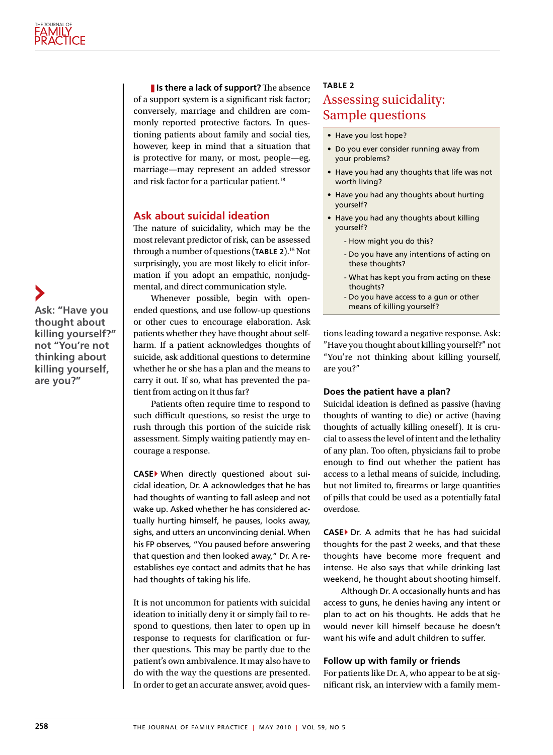**Is there a lack of support?** The absence of a support system is a significant risk factor; conversely, marriage and children are commonly reported protective factors. In questioning patients about family and social ties, however, keep in mind that a situation that is protective for many, or most, people—eg, marriage—may represent an added stressor and risk factor for a particular patient.[18]

## Ask about suicidal ideation

The nature of suicidality, which may be the most relevant predictor of risk, can be assessed through a number of questions (**TABLE 2**).[15] Not surprisingly, you are most likely to elicit information if you adopt an empathic, nonjudgmental, and direct communication style.

Whenever possible, begin with open-ended questions, and use follow-up questions or other cues to encourage elaboration. Ask patients whether they have thought about self-harm. If a patient acknowledges thoughts of suicide, ask additional questions to determine whether he or she has a plan and the means to carry it out. If so, what has prevented the patient from acting on it thus far?

Patients often require time to respond to such difficult questions, so resist the urge to rush through this portion of the suicide risk assessment. Simply waiting patiently may encourage a response.

**CASE** When directly questioned about suicidal ideation, Dr. A acknowledges that he has had thoughts of wanting to fall asleep and not wake up. Asked whether he has considered actually hurting himself, he pauses, looks away, sighs, and utters an unconvincing denial. When his FP observes, "You paused before answering that question and then looked away," Dr. A reestablishes eye contact and admits that he has had thoughts of taking his life.

It is not uncommon for patients with suicidal ideation to initially deny it or simply fail to respond to questions, then later to open up in response to requests for clarification or further questions. This may be partly due to the patient's own ambivalence. It may also have to do with the way the questions are presented. In order to get an accurate answer, avoid questions leading toward a negative response. Ask: "Have you thought about killing yourself?" not "You're not thinking about killing yourself, are you?"

**Ask: "Have you thought about killing yourself?" not "You're not thinking about killing yourself, are you?"**

**TABLE 2**

### Assessing suicidality: Sample questions

- Have you lost hope?
- Do you ever consider running away from your problems?
- Have you had any thoughts that life was not worth living?
- Have you had any thoughts about hurting yourself?
- Have you had any thoughts about killing yourself?
  - How might you do this?
  - Do you have any intentions of acting on these thoughts?
  - What has kept you from acting on these thoughts?
  - Do you have access to a gun or other means of killing yourself?

### Does the patient have a plan?

Suicidal ideation is defined as passive (having thoughts of wanting to die) or active (having thoughts of actually killing oneself). It is crucial to assess the level of intent and the lethality of any plan. Too often, physicians fail to probe enough to find out whether the patient has access to a lethal means of suicide, including, but not limited to, firearms or large quantities of pills that could be used as a potentially fatal overdose.

**CASE** Dr. A admits that he has had suicidal thoughts for the past 2 weeks, and that these thoughts have become more frequent and intense. He also says that while drinking last weekend, he thought about shooting himself.

Although Dr. A occasionally hunts and has access to guns, he denies having any intent or plan to act on his thoughts. He adds that he would never kill himself because he doesn't want his wife and adult children to suffer.

### Follow up with family or friends

For patients like Dr. A, who appear to be at significant risk, an interview with a family mem-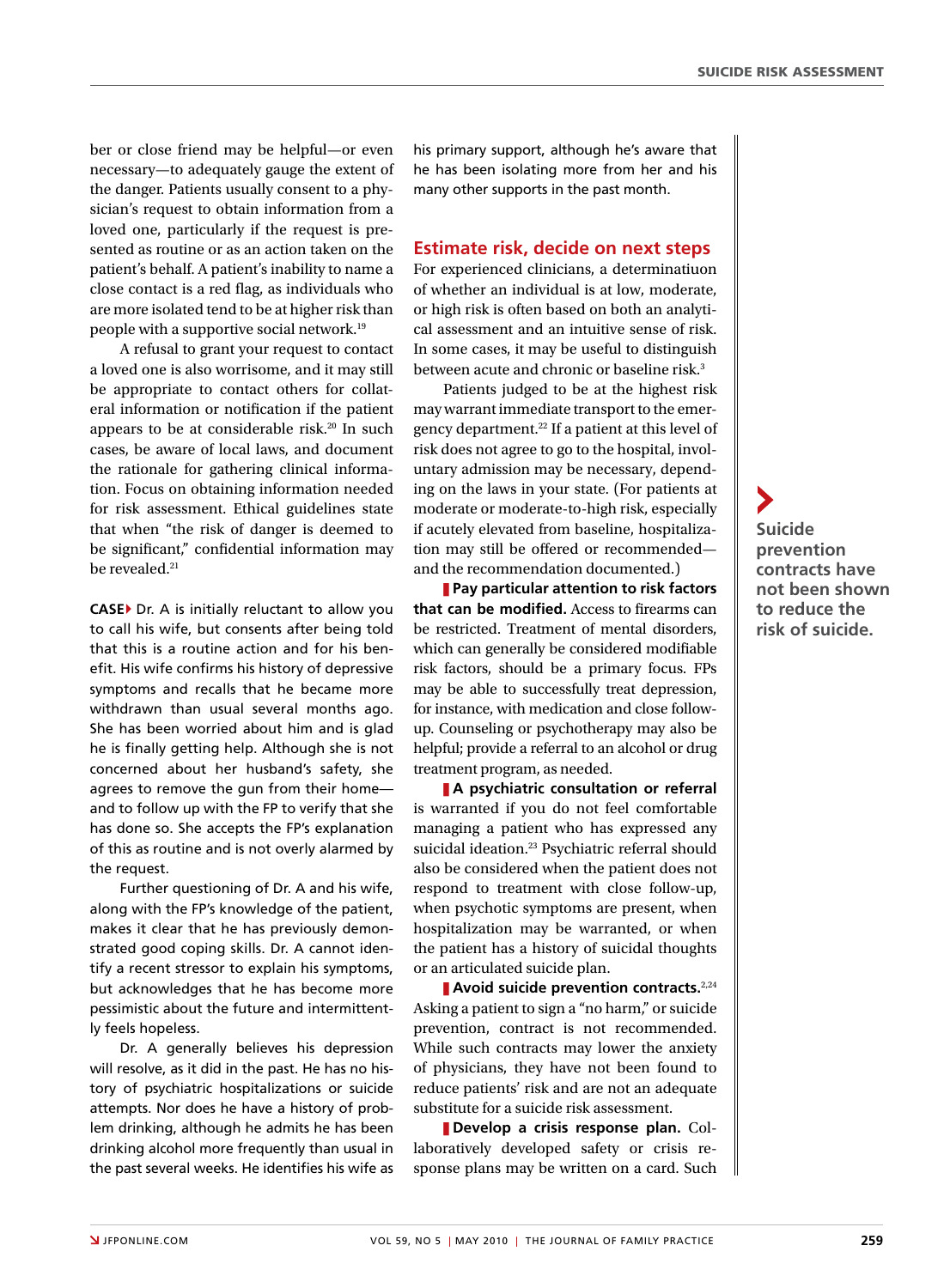ber or close friend may be helpful—or even necessary—to adequately gauge the extent of the danger. Patients usually consent to a physician's request to obtain information from a loved one, particularly if the request is presented as routine or as an action taken on the patient's behalf. A patient's inability to name a close contact is a red flag, as individuals who are more isolated tend to be at higher risk than people with a supportive social network.[19]

A refusal to grant your request to contact a loved one is also worrisome, and it may still be appropriate to contact others for collateral information or notification if the patient appears to be at considerable risk.[20] In such cases, be aware of local laws, and document the rationale for gathering clinical information. Focus on obtaining information needed for risk assessment. Ethical guidelines state that when "the risk of danger is deemed to be significant," confidential information may be revealed.[21]

**CASE** Dr. A is initially reluctant to allow you to call his wife, but consents after being told that this is a routine action and for his benefit. His wife confirms his history of depressive symptoms and recalls that he became more withdrawn than usual several months ago. She has been worried about him and is glad he is finally getting help. Although she is not concerned about her husband's safety, she agrees to remove the gun from their home—and to follow up with the FP to verify that she has done so. She accepts the FP's explanation of this as routine and is not overly alarmed by the request.

Further questioning of Dr. A and his wife, along with the FP's knowledge of the patient, makes it clear that he has previously demonstrated good coping skills. Dr. A cannot identify a recent stressor to explain his symptoms, but acknowledges that he has become more pessimistic about the future and intermittently feels hopeless.

Dr. A generally believes his depression will resolve, as it did in the past. He has no history of psychiatric hospitalizations or suicide attempts. Nor does he have a history of problem drinking, although he admits he has been drinking alcohol more frequently than usual in the past several weeks. He identifies his wife as his primary support, although he's aware that he has been isolating more from her and his many other supports in the past month.

## Estimate risk, decide on next steps

For experienced clinicians, a determinatiuon of whether an individual is at low, moderate, or high risk is often based on both an analytical assessment and an intuitive sense of risk. In some cases, it may be useful to distinguish between acute and chronic or baseline risk.[3]

Patients judged to be at the highest risk may warrant immediate transport to the emergency department.[22] If a patient at this level of risk does not agree to go to the hospital, involuntary admission may be necessary, depending on the laws in your state. (For patients at moderate or moderate-to-high risk, especially if acutely elevated from baseline, hospitalization may still be offered or recommended—and the recommendation documented.)

**Pay particular attention to risk factors that can be modified.** Access to firearms can be restricted. Treatment of mental disorders, which can generally be considered modifiable risk factors, should be a primary focus. FPs may be able to successfully treat depression, for instance, with medication and close follow-up. Counseling or psychotherapy may also be helpful; provide a referral to an alcohol or drug treatment program, as needed.

**A psychiatric consultation or referral** is warranted if you do not feel comfortable managing a patient who has expressed any suicidal ideation.[23] Psychiatric referral should also be considered when the patient does not respond to treatment with close follow-up, when psychotic symptoms are present, when hospitalization may be warranted, or when the patient has a history of suicidal thoughts or an articulated suicide plan.

**Avoid suicide prevention contracts.**[2,24] Asking a patient to sign a "no harm," or suicide prevention, contract is not recommended. While such contracts may lower the anxiety of physicians, they have not been found to reduce patients' risk and are not an adequate substitute for a suicide risk assessment.

**Develop a crisis response plan.** Collaboratively developed safety or crisis response plans may be written on a card. Such

**Suicide prevention contracts have not been shown to reduce the risk of suicide.**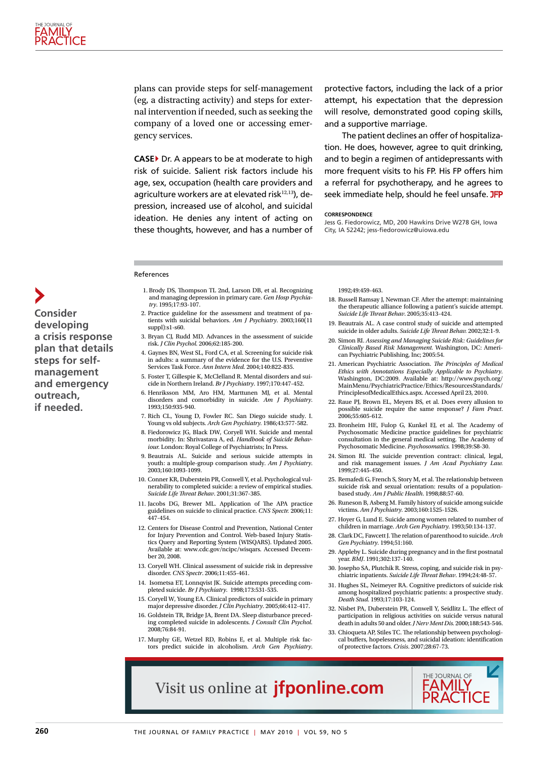plans can provide steps for self-management (eg, a distracting activity) and steps for external intervention if needed, such as seeking the company of a loved one or accessing emergency services.

**CASE** Dr. A appears to be at moderate to high risk of suicide. Salient risk factors include his age, sex, occupation (health care providers and agriculture workers are at elevated risk[12,13]), depression, increased use of alcohol, and suicidal ideation. He denies any intent of acting on these thoughts, however, and has a number of protective factors, including the lack of a prior attempt, his expectation that the depression will resolve, demonstrated good coping skills, and a supportive marriage.

The patient declines an offer of hospitalization. He does, however, agree to quit drinking, and to begin a regimen of antidepressants with more frequent visits to his FP. His FP offers him a referral for psychotherapy, and he agrees to seek immediate help, should he feel unsafe. **JFP**

**Consider developing a crisis response plan that details steps for self-management and emergency outreach, if needed.**

**CORRESPONDENCE**

Jess G. Fiedorowicz, MD, 200 Hawkins Drive W278 GH, Iowa City, IA 52242; jess-fiedorowicz@uiowa.edu

## References

1. Brody DS, Thompson TL 2nd, Larson DB, et al. Recognizing and managing depression in primary care. *Gen Hosp Psychiatry.* 1995;17:93-107.
2. Practice guideline for the assessment and treatment of patients with suicidal behaviors. *Am J Psychiatry.* 2003;160(11 suppl):s1-s60.
3. Bryan CJ, Rudd MD. Advances in the assessment of suicide risk. *J Clin Psychol.* 2006;62:185-200.
4. Gaynes BN, West SL, Ford CA, et al. Screening for suicide risk in adults: a summary of the evidence for the U.S. Preventive Services Task Force. *Ann Intern Med.* 2004;140:822-835.
5. Foster T, Gillespie K, McClelland R. Mental disorders and suicide in Northern Ireland. *Br J Psychiatry.* 1997;170:447-452.
6. Henriksson MM, Aro HM, Marttunen MJ, et al. Mental disorders and comorbidity in suicide. *Am J Psychiatry.* 1993;150:935-940.
7. Rich CL, Young D, Fowler RC. San Diego suicide study. I. Young vs old subjects. *Arch Gen Psychiatry.* 1986;43:577-582.
8. Fiedorowicz JG, Black DW, Coryell WH. Suicide and mental morbidity. In: Shrivastava A, ed. *Handbook of Suicide Behaviour.* London: Royal College of Psychiatrists; In Press.
9. Beautrais AL. Suicide and serious suicide attempts in youth: a multiple-group comparison study. *Am J Psychiatry.* 2003;160:1093-1099.
10. Conner KR, Duberstein PR, Conwell Y, et al. Psychological vulnerability to completed suicide: a review of empirical studies. *Suicide Life Threat Behav.* 2001;31:367-385.
11. Jacobs DG, Brewer ML. Application of The APA practice guidelines on suicide to clinical practice. *CNS Spectr.* 2006;11:447-454.
12. Centers for Disease Control and Prevention, National Center for Injury Prevention and Control. Web-based Injury Statistics Query and Reporting System (WISQARS). Updated 2005. Available at: www.cdc.gov/ncipc/wisqars. Accessed December 20, 2008.
13. Coryell WH. Clinical assessment of suicide risk in depressive disorder. *CNS Spectr.* 2006;11:455-461.
14. Isometsa ET, Lonnqvist JK. Suicide attempts preceding completed suicide. *Br J Psychiatry.* 1998;173:531-535.
15. Coryell W, Young EA. Clinical predictors of suicide in primary major depressive disorder. *J Clin Psychiatry.* 2005;66:412-417.
16. Goldstein TR, Bridge JA, Brent DA. Sleep disturbance preceding completed suicide in adolescents. *J Consult Clin Psychol.* 2008;76:84-91.
17. Murphy GE, Wetzel RD, Robins E, et al. Multiple risk factors predict suicide in alcoholism. *Arch Gen Psychiatry.* 1992;49:459-463.
18. Russell Ramsay J, Newman CF. After the attempt: maintaining the therapeutic alliance following a patient's suicide attempt. *Suicide Life Threat Behav.* 2005;35:413-424.
19. Beautrais AL. A case control study of suicide and attempted suicide in older adults. *Suicide Life Threat Behav.* 2002;32:1-9.
20. Simon RI. *Assessing and Managing Suicide Risk: Guidelines for Clinically Based Risk Management.* Washington, DC: American Psychiatric Publishing, Inc; 2005:54.
21. American Psychiatric Association. *The Principles of Medical Ethics with Annotations Especially Applicable to Psychiatry.* Washington, DC:2009. Available at: http://www.psych.org/MainMenu/PsychiatricPractice/Ethics/ResourcesStandards/PrinciplesofMedicalEthics.aspx. Accessed April 23, 2010.
22. Raue PJ, Brown EL, Meyers BS, et al. Does every allusion to possible suicide require the same response? *J Fam Pract.* 2006;55:605-612.
23. Bronheim HE, Fulop G, Kunkel EJ, et al. The Academy of Psychosomatic Medicine practice guidelines for psychiatric consultation in the general medical setting. The Academy of Psychosomatic Medicine. *Psychosomatics.* 1998;39:S8-30.
24. Simon RI. The suicide prevention contract: clinical, legal, and risk management issues. *J Am Acad Psychiatry Law.* 1999;27:445-450.
25. Remafedi G, French S, Story M, et al. The relationship between suicide risk and sexual orientation: results of a population-based study. *Am J Public Health.* 1998;88:57-60.
26. Runeson B, Asberg M. Family history of suicide among suicide victims. *Am J Psychiatry.* 2003;160:1525-1526.
27. Hoyer G, Lund E. Suicide among women related to number of children in marriage. *Arch Gen Psychiatry.* 1993;50:134-137.
28. Clark DC, Fawcett J. The relation of parenthood to suicide. *Arch Gen Psychiatry.* 1994;51:160.
29. Appleby L. Suicide during pregnancy and in the first postnatal year. *BMJ.* 1991;302:137-140.
30. Josepho SA, Plutchik R. Stress, coping, and suicide risk in psychiatric inpatients. *Suicide Life Threat Behav.* 1994;24:48-57.
31. Hughes SL, Neimeyer RA. Cognitive predictors of suicide risk among hospitalized psychiatric patients: a prospective study. *Death Stud.* 1993;17:103-124.
32. Nisbet PA, Duberstein PR, Conwell Y, Seidlitz L. The effect of participation in religious activities on suicide versus natural death in adults 50 and older. *J Nerv Ment Dis.* 2000;188:543-546.
33. Chioqueta AP, Stiles TC. The relationship between psychological buffers, hopelessness, and suicidal ideation: identification of protective factors. *Crisis.* 2007;28:67-73.

Visit us online at **jfponline.com**